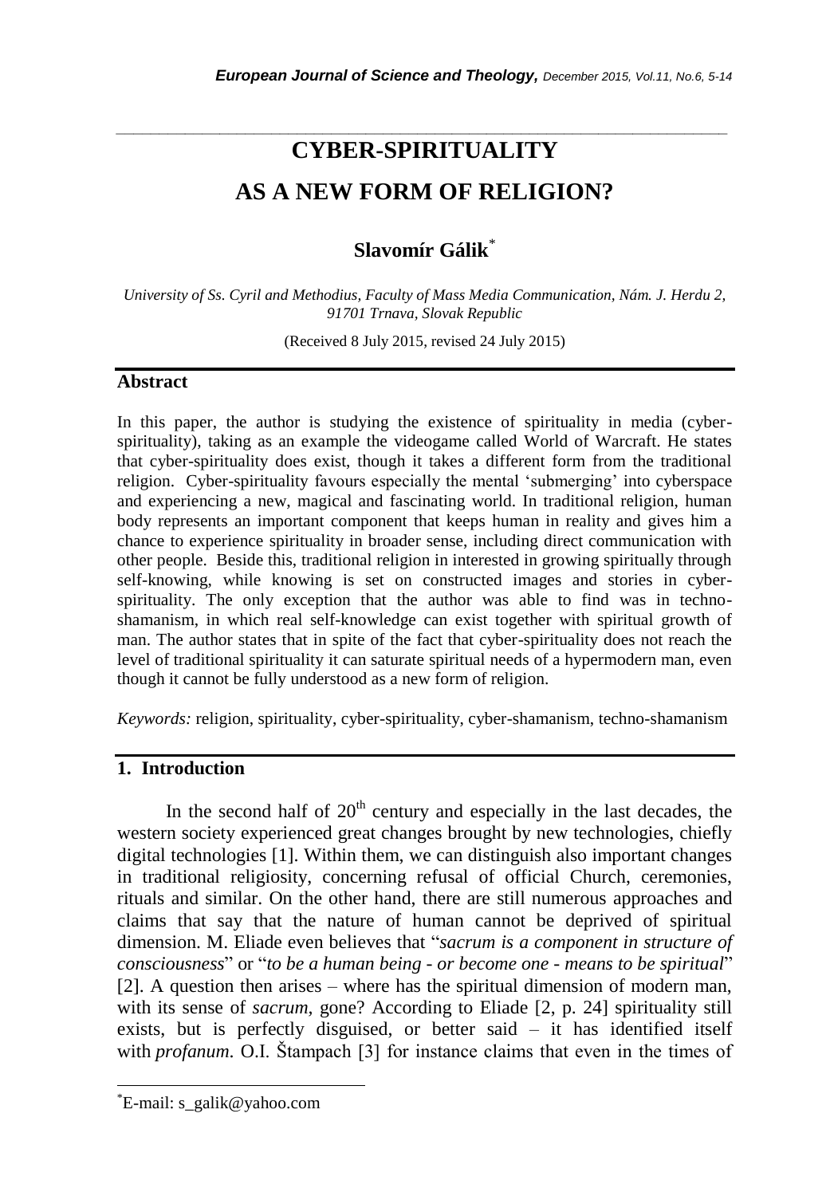# CYBER-SPIRITUALITY AS A NEW FORM OF RELIGION?

**Slavomír Gálik**[*]

*University of Ss. Cyril and Methodius, Faculty of Mass Media Communication, Nám. J. Herdu 2, 91701 Trnava, Slovak Republic*

(Received 8 July 2015, revised 24 July 2015)

## Abstract

In this paper, the author is studying the existence of spirituality in media (cyber-spirituality), taking as an example the videogame called World of Warcraft. He states that cyber-spirituality does exist, though it takes a different form from the traditional religion. Cyber-spirituality favours especially the mental 'submerging' into cyberspace and experiencing a new, magical and fascinating world. In traditional religion, human body represents an important component that keeps human in reality and gives him a chance to experience spirituality in broader sense, including direct communication with other people. Beside this, traditional religion in interested in growing spiritually through self-knowing, while knowing is set on constructed images and stories in cyber-spirituality. The only exception that the author was able to find was in techno-shamanism, in which real self-knowledge can exist together with spiritual growth of man. The author states that in spite of the fact that cyber-spirituality does not reach the level of traditional spirituality it can saturate spiritual needs of a hypermodern man, even though it cannot be fully understood as a new form of religion.

*Keywords:* religion, spirituality, cyber-spirituality, cyber-shamanism, techno-shamanism

## 1. Introduction

In the second half of 20th century and especially in the last decades, the western society experienced great changes brought by new technologies, chiefly digital technologies [1]. Within them, we can distinguish also important changes in traditional religiosity, concerning refusal of official Church, ceremonies, rituals and similar. On the other hand, there are still numerous approaches and claims that say that the nature of human cannot be deprived of spiritual dimension. M. Eliade even believes that "*sacrum is a component in structure of consciousness*" or "*to be a human being - or become one - means to be spiritual*" [2]. A question then arises – where has the spiritual dimension of modern man, with its sense of *sacrum,* gone? According to Eliade [2, p. 24] spirituality still exists, but is perfectly disguised, or better said – it has identified itself with *profanum*. O.I. Štampach [3] for instance claims that even in the times of

[*]E-mail: s_galik@yahoo.com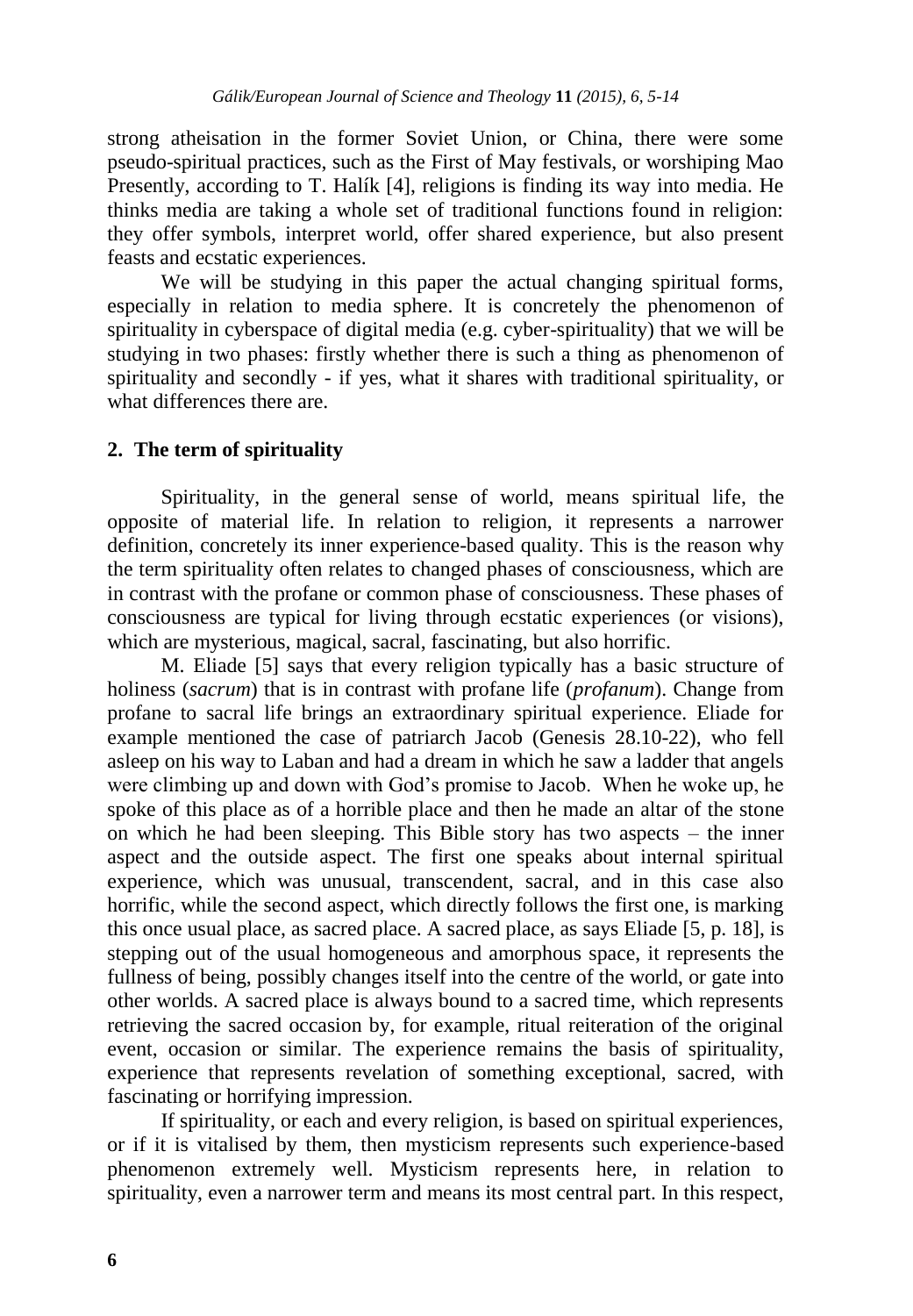strong atheisation in the former Soviet Union, or China, there were some pseudo-spiritual practices, such as the First of May festivals, or worshiping Mao Presently, according to T. Halík [4], religions is finding its way into media. He thinks media are taking a whole set of traditional functions found in religion: they offer symbols, interpret world, offer shared experience, but also present feasts and ecstatic experiences.

We will be studying in this paper the actual changing spiritual forms, especially in relation to media sphere. It is concretely the phenomenon of spirituality in cyberspace of digital media (e.g. cyber-spirituality) that we will be studying in two phases: firstly whether there is such a thing as phenomenon of spirituality and secondly - if yes, what it shares with traditional spirituality, or what differences there are.

## 2. The term of spirituality

Spirituality, in the general sense of world, means spiritual life, the opposite of material life. In relation to religion, it represents a narrower definition, concretely its inner experience-based quality. This is the reason why the term spirituality often relates to changed phases of consciousness, which are in contrast with the profane or common phase of consciousness. These phases of consciousness are typical for living through ecstatic experiences (or visions), which are mysterious, magical, sacral, fascinating, but also horrific.

M. Eliade [5] says that every religion typically has a basic structure of holiness (*sacrum*) that is in contrast with profane life (*profanum*). Change from profane to sacral life brings an extraordinary spiritual experience. Eliade for example mentioned the case of patriarch Jacob (Genesis 28.10-22), who fell asleep on his way to Laban and had a dream in which he saw a ladder that angels were climbing up and down with God's promise to Jacob. When he woke up, he spoke of this place as of a horrible place and then he made an altar of the stone on which he had been sleeping. This Bible story has two aspects – the inner aspect and the outside aspect. The first one speaks about internal spiritual experience, which was unusual, transcendent, sacral, and in this case also horrific, while the second aspect, which directly follows the first one, is marking this once usual place, as sacred place. A sacred place, as says Eliade [5, p. 18], is stepping out of the usual homogeneous and amorphous space, it represents the fullness of being, possibly changes itself into the centre of the world, or gate into other worlds. A sacred place is always bound to a sacred time, which represents retrieving the sacred occasion by, for example, ritual reiteration of the original event, occasion or similar. The experience remains the basis of spirituality, experience that represents revelation of something exceptional, sacred, with fascinating or horrifying impression.

If spirituality, or each and every religion, is based on spiritual experiences, or if it is vitalised by them, then mysticism represents such experience-based phenomenon extremely well. Mysticism represents here, in relation to spirituality, even a narrower term and means its most central part. In this respect,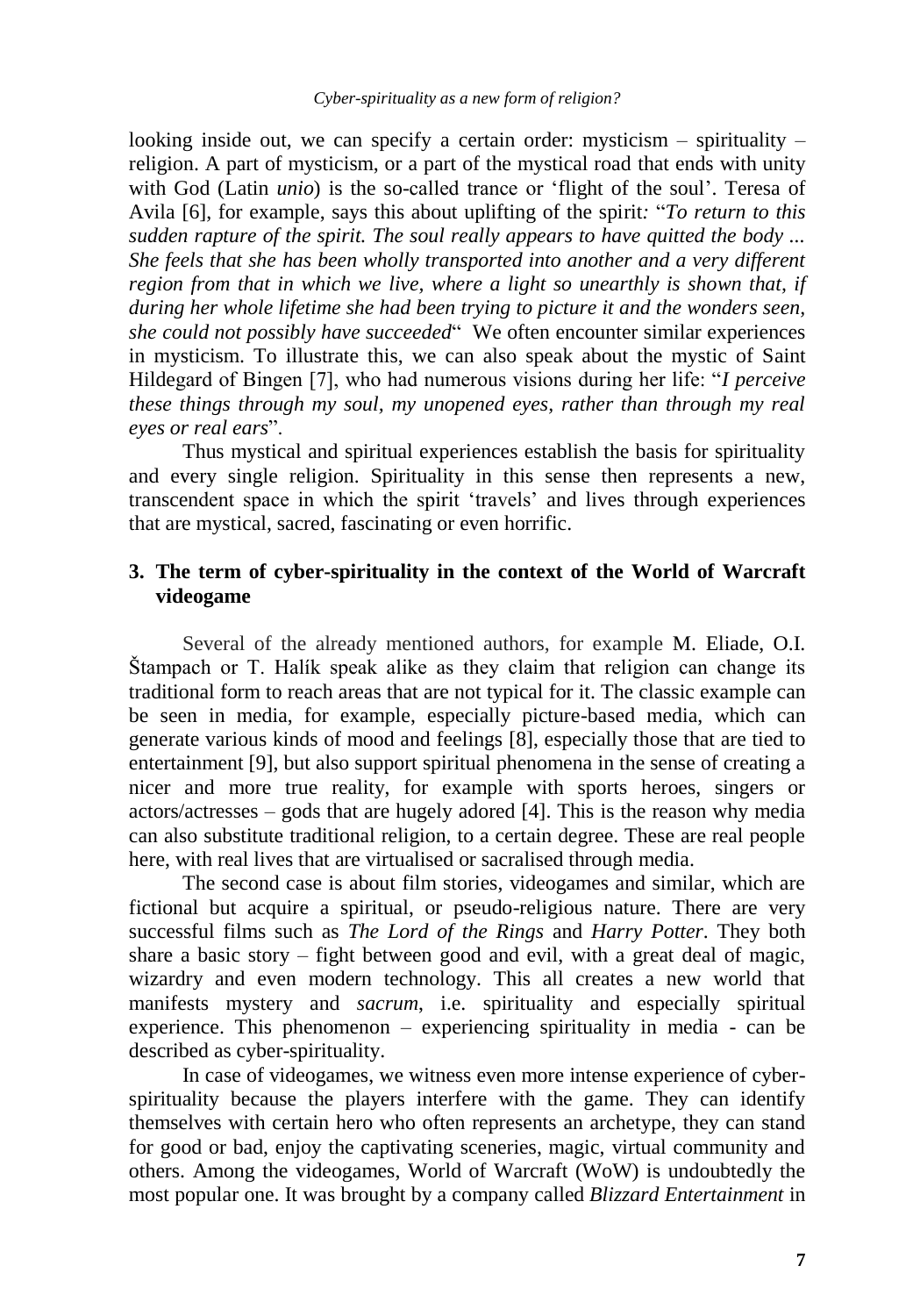looking inside out, we can specify a certain order: mysticism – spirituality – religion. A part of mysticism, or a part of the mystical road that ends with unity with God (Latin *unio*) is the so-called trance or 'flight of the soul'. Teresa of Avila [6], for example, says this about uplifting of the spirit: "*To return to this sudden rapture of the spirit. The soul really appears to have quitted the body ... She feels that she has been wholly transported into another and a very different region from that in which we live, where a light so unearthly is shown that, if during her whole lifetime she had been trying to picture it and the wonders seen, she could not possibly have succeeded*" We often encounter similar experiences in mysticism. To illustrate this, we can also speak about the mystic of Saint Hildegard of Bingen [7], who had numerous visions during her life: "*I perceive these things through my soul, my unopened eyes, rather than through my real eyes or real ears*".

Thus mystical and spiritual experiences establish the basis for spirituality and every single religion. Spirituality in this sense then represents a new, transcendent space in which the spirit 'travels' and lives through experiences that are mystical, sacred, fascinating or even horrific.

## 3. The term of cyber-spirituality in the context of the World of Warcraft videogame

Several of the already mentioned authors, for example M. Eliade, O.I. Štampach or T. Halík speak alike as they claim that religion can change its traditional form to reach areas that are not typical for it. The classic example can be seen in media, for example, especially picture-based media, which can generate various kinds of mood and feelings [8], especially those that are tied to entertainment [9], but also support spiritual phenomena in the sense of creating a nicer and more true reality, for example with sports heroes, singers or actors/actresses – gods that are hugely adored [4]. This is the reason why media can also substitute traditional religion, to a certain degree. These are real people here, with real lives that are virtualised or sacralised through media.

The second case is about film stories, videogames and similar, which are fictional but acquire a spiritual, or pseudo-religious nature. There are very successful films such as *The Lord of the Rings* and *Harry Potter*. They both share a basic story – fight between good and evil, with a great deal of magic, wizardry and even modern technology. This all creates a new world that manifests mystery and *sacrum*, i.e. spirituality and especially spiritual experience. This phenomenon – experiencing spirituality in media - can be described as cyber-spirituality.

In case of videogames, we witness even more intense experience of cyber-spirituality because the players interfere with the game. They can identify themselves with certain hero who often represents an archetype, they can stand for good or bad, enjoy the captivating sceneries, magic, virtual community and others. Among the videogames, World of Warcraft (WoW) is undoubtedly the most popular one. It was brought by a company called *Blizzard Entertainment* in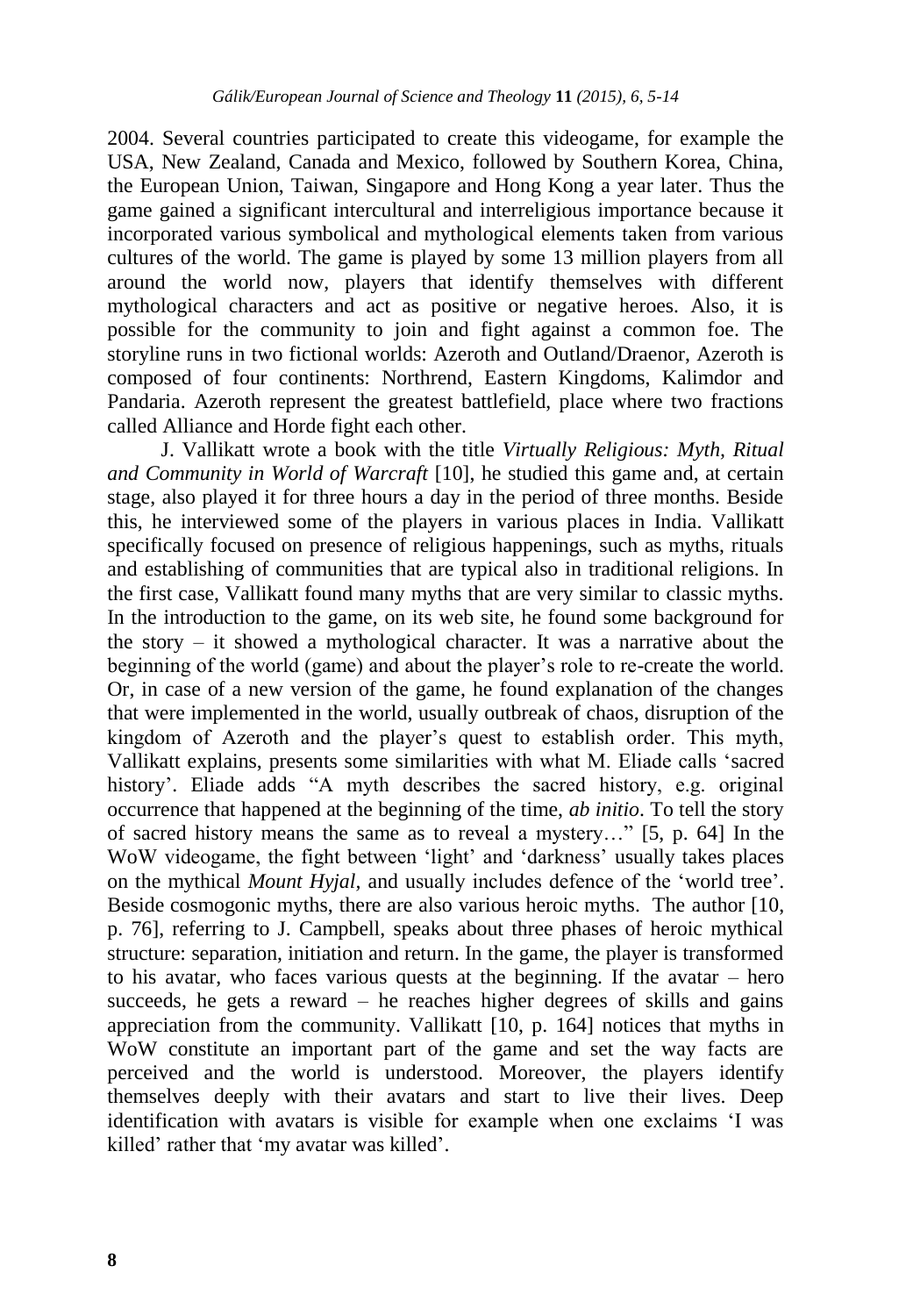2004. Several countries participated to create this videogame, for example the USA, New Zealand, Canada and Mexico, followed by Southern Korea, China, the European Union, Taiwan, Singapore and Hong Kong a year later. Thus the game gained a significant intercultural and interreligious importance because it incorporated various symbolical and mythological elements taken from various cultures of the world. The game is played by some 13 million players from all around the world now, players that identify themselves with different mythological characters and act as positive or negative heroes. Also, it is possible for the community to join and fight against a common foe. The storyline runs in two fictional worlds: Azeroth and Outland/Draenor, Azeroth is composed of four continents: Northrend, Eastern Kingdoms, Kalimdor and Pandaria. Azeroth represent the greatest battlefield, place where two fractions called Alliance and Horde fight each other.

J. Vallikatt wrote a book with the title *Virtually Religious: Myth, Ritual and Community in World of Warcraft* [10], he studied this game and, at certain stage, also played it for three hours a day in the period of three months. Beside this, he interviewed some of the players in various places in India. Vallikatt specifically focused on presence of religious happenings, such as myths, rituals and establishing of communities that are typical also in traditional religions. In the first case, Vallikatt found many myths that are very similar to classic myths. In the introduction to the game, on its web site, he found some background for the story – it showed a mythological character. It was a narrative about the beginning of the world (game) and about the player's role to re-create the world. Or, in case of a new version of the game, he found explanation of the changes that were implemented in the world, usually outbreak of chaos, disruption of the kingdom of Azeroth and the player's quest to establish order. This myth, Vallikatt explains, presents some similarities with what M. Eliade calls 'sacred history'. Eliade adds "A myth describes the sacred history, e.g. original occurrence that happened at the beginning of the time, *ab initio*. To tell the story of sacred history means the same as to reveal a mystery…" [5, p. 64] In the WoW videogame, the fight between 'light' and 'darkness' usually takes places on the mythical *Mount Hyjal*, and usually includes defence of the 'world tree'. Beside cosmogonic myths, there are also various heroic myths. The author [10, p. 76], referring to J. Campbell, speaks about three phases of heroic mythical structure: separation, initiation and return. In the game, the player is transformed to his avatar, who faces various quests at the beginning. If the avatar – hero succeeds, he gets a reward – he reaches higher degrees of skills and gains appreciation from the community. Vallikatt [10, p. 164] notices that myths in WoW constitute an important part of the game and set the way facts are perceived and the world is understood. Moreover, the players identify themselves deeply with their avatars and start to live their lives. Deep identification with avatars is visible for example when one exclaims 'I was killed' rather that 'my avatar was killed'.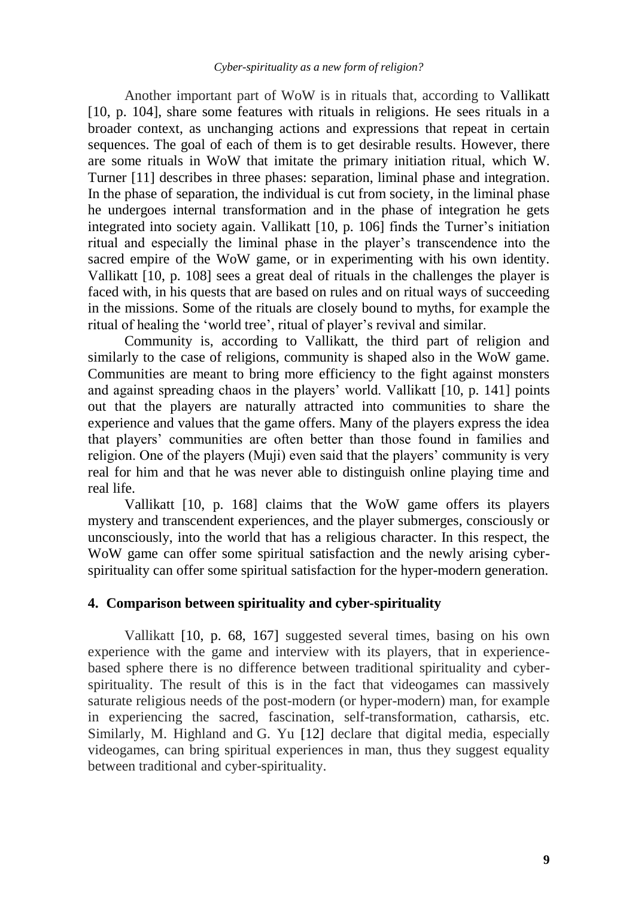Another important part of WoW is in rituals that, according to Vallikatt [10, p. 104], share some features with rituals in religions. He sees rituals in a broader context, as unchanging actions and expressions that repeat in certain sequences. The goal of each of them is to get desirable results. However, there are some rituals in WoW that imitate the primary initiation ritual, which W. Turner [11] describes in three phases: separation, liminal phase and integration. In the phase of separation, the individual is cut from society, in the liminal phase he undergoes internal transformation and in the phase of integration he gets integrated into society again. Vallikatt [10, p. 106] finds the Turner's initiation ritual and especially the liminal phase in the player's transcendence into the sacred empire of the WoW game, or in experimenting with his own identity. Vallikatt [10, p. 108] sees a great deal of rituals in the challenges the player is faced with, in his quests that are based on rules and on ritual ways of succeeding in the missions. Some of the rituals are closely bound to myths, for example the ritual of healing the 'world tree', ritual of player's revival and similar.

Community is, according to Vallikatt, the third part of religion and similarly to the case of religions, community is shaped also in the WoW game. Communities are meant to bring more efficiency to the fight against monsters and against spreading chaos in the players' world. Vallikatt [10, p. 141] points out that the players are naturally attracted into communities to share the experience and values that the game offers. Many of the players express the idea that players' communities are often better than those found in families and religion. One of the players (Muji) even said that the players' community is very real for him and that he was never able to distinguish online playing time and real life.

Vallikatt [10, p. 168] claims that the WoW game offers its players mystery and transcendent experiences, and the player submerges, consciously or unconsciously, into the world that has a religious character. In this respect, the WoW game can offer some spiritual satisfaction and the newly arising cyber-spirituality can offer some spiritual satisfaction for the hyper-modern generation.

## 4. Comparison between spirituality and cyber-spirituality

Vallikatt [10, p. 68, 167] suggested several times, basing on his own experience with the game and interview with its players, that in experience-based sphere there is no difference between traditional spirituality and cyber-spirituality. The result of this is in the fact that videogames can massively saturate religious needs of the post-modern (or hyper-modern) man, for example in experiencing the sacred, fascination, self-transformation, catharsis, etc. Similarly, M. Highland and G. Yu [12] declare that digital media, especially videogames, can bring spiritual experiences in man, thus they suggest equality between traditional and cyber-spirituality.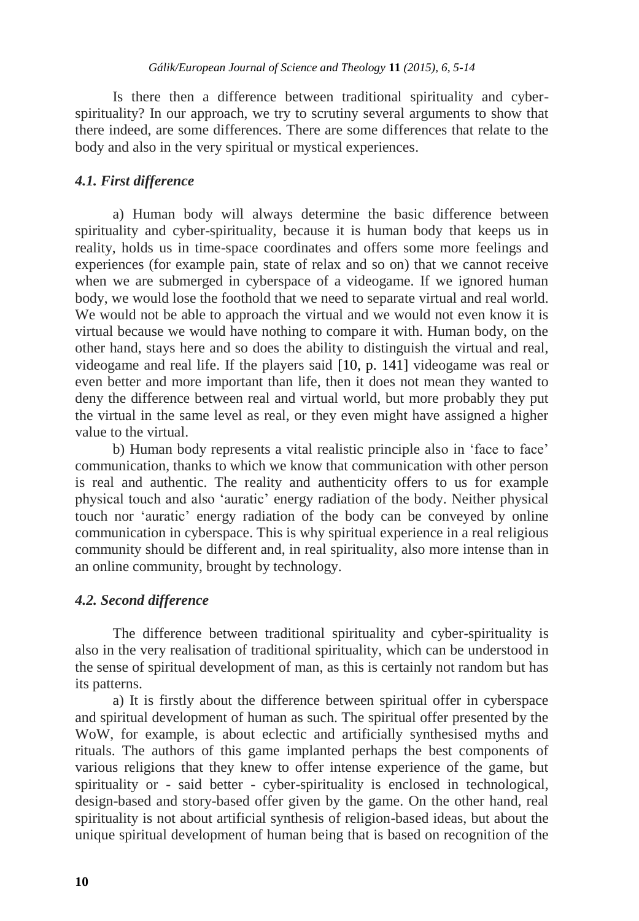Is there then a difference between traditional spirituality and cyber-spirituality? In our approach, we try to scrutiny several arguments to show that there indeed, are some differences. There are some differences that relate to the body and also in the very spiritual or mystical experiences.

### *4.1. First difference*

a) Human body will always determine the basic difference between spirituality and cyber-spirituality, because it is human body that keeps us in reality, holds us in time-space coordinates and offers some more feelings and experiences (for example pain, state of relax and so on) that we cannot receive when we are submerged in cyberspace of a videogame. If we ignored human body, we would lose the foothold that we need to separate virtual and real world. We would not be able to approach the virtual and we would not even know it is virtual because we would have nothing to compare it with. Human body, on the other hand, stays here and so does the ability to distinguish the virtual and real, videogame and real life. If the players said [10, p. 141] videogame was real or even better and more important than life, then it does not mean they wanted to deny the difference between real and virtual world, but more probably they put the virtual in the same level as real, or they even might have assigned a higher value to the virtual.

b) Human body represents a vital realistic principle also in 'face to face' communication, thanks to which we know that communication with other person is real and authentic. The reality and authenticity offers to us for example physical touch and also 'auratic' energy radiation of the body. Neither physical touch nor 'auratic' energy radiation of the body can be conveyed by online communication in cyberspace. This is why spiritual experience in a real religious community should be different and, in real spirituality, also more intense than in an online community, brought by technology.

### *4.2. Second difference*

The difference between traditional spirituality and cyber-spirituality is also in the very realisation of traditional spirituality, which can be understood in the sense of spiritual development of man, as this is certainly not random but has its patterns.

a) It is firstly about the difference between spiritual offer in cyberspace and spiritual development of human as such. The spiritual offer presented by the WoW, for example, is about eclectic and artificially synthesised myths and rituals. The authors of this game implanted perhaps the best components of various religions that they knew to offer intense experience of the game, but spirituality or - said better - cyber-spirituality is enclosed in technological, design-based and story-based offer given by the game. On the other hand, real spirituality is not about artificial synthesis of religion-based ideas, but about the unique spiritual development of human being that is based on recognition of the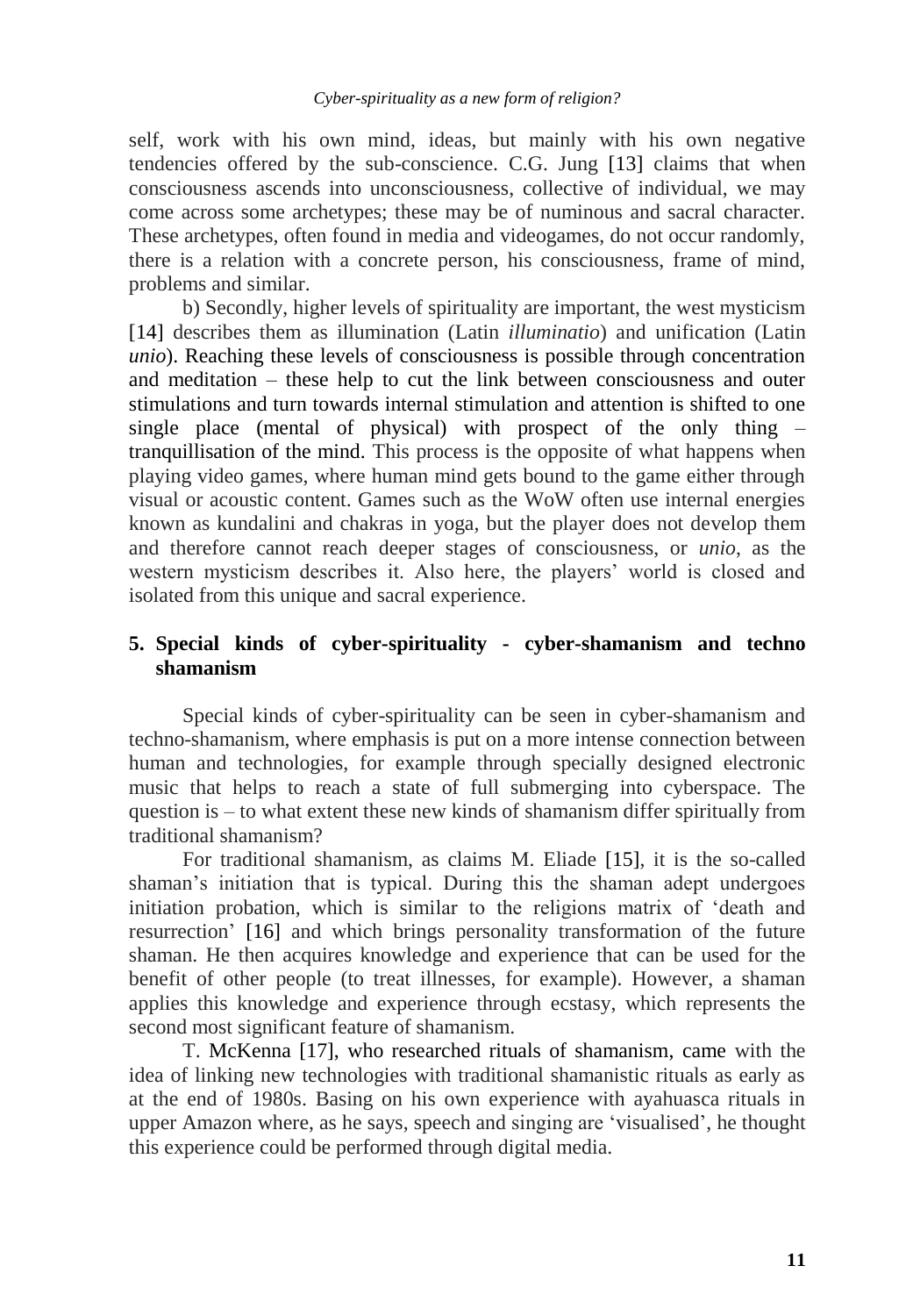self, work with his own mind, ideas, but mainly with his own negative tendencies offered by the sub-conscience. C.G. Jung [13] claims that when consciousness ascends into unconsciousness, collective of individual, we may come across some archetypes; these may be of numinous and sacral character. These archetypes, often found in media and videogames, do not occur randomly, there is a relation with a concrete person, his consciousness, frame of mind, problems and similar.

b) Secondly, higher levels of spirituality are important, the west mysticism [14] describes them as illumination (Latin *illuminatio*) and unification (Latin *unio*). Reaching these levels of consciousness is possible through concentration and meditation – these help to cut the link between consciousness and outer stimulations and turn towards internal stimulation and attention is shifted to one single place (mental of physical) with prospect of the only thing – tranquillisation of the mind. This process is the opposite of what happens when playing video games, where human mind gets bound to the game either through visual or acoustic content. Games such as the WoW often use internal energies known as kundalini and chakras in yoga, but the player does not develop them and therefore cannot reach deeper stages of consciousness, or *unio*, as the western mysticism describes it. Also here, the players' world is closed and isolated from this unique and sacral experience.

## 5. Special kinds of cyber-spirituality - cyber-shamanism and techno shamanism

Special kinds of cyber-spirituality can be seen in cyber-shamanism and techno-shamanism, where emphasis is put on a more intense connection between human and technologies, for example through specially designed electronic music that helps to reach a state of full submerging into cyberspace. The question is – to what extent these new kinds of shamanism differ spiritually from traditional shamanism?

For traditional shamanism, as claims M. Eliade [15], it is the so-called shaman's initiation that is typical. During this the shaman adept undergoes initiation probation, which is similar to the religions matrix of 'death and resurrection' [16] and which brings personality transformation of the future shaman. He then acquires knowledge and experience that can be used for the benefit of other people (to treat illnesses, for example). However, a shaman applies this knowledge and experience through ecstasy, which represents the second most significant feature of shamanism.

T. McKenna [17], who researched rituals of shamanism, came with the idea of linking new technologies with traditional shamanistic rituals as early as at the end of 1980s. Basing on his own experience with ayahuasca rituals in upper Amazon where, as he says, speech and singing are 'visualised', he thought this experience could be performed through digital media.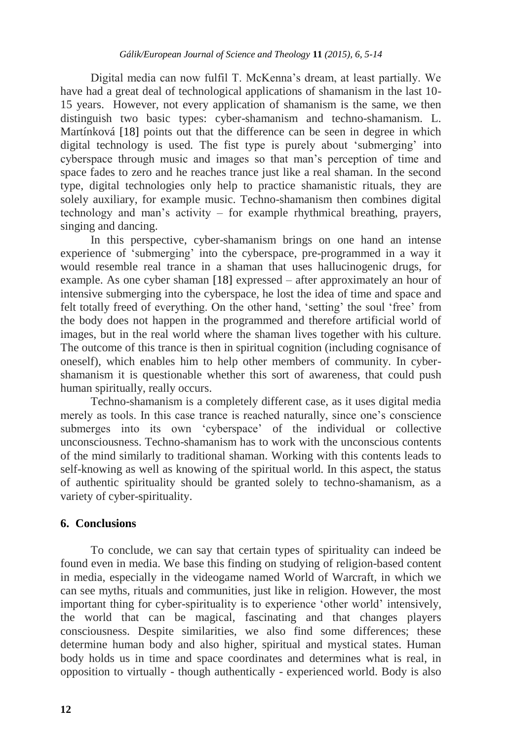Digital media can now fulfil T. McKenna's dream, at least partially. We have had a great deal of technological applications of shamanism in the last 10-15 years. However, not every application of shamanism is the same, we then distinguish two basic types: cyber-shamanism and techno-shamanism. L. Martínková [18] points out that the difference can be seen in degree in which digital technology is used. The fist type is purely about 'submerging' into cyberspace through music and images so that man's perception of time and space fades to zero and he reaches trance just like a real shaman. In the second type, digital technologies only help to practice shamanistic rituals, they are solely auxiliary, for example music. Techno-shamanism then combines digital technology and man's activity – for example rhythmical breathing, prayers, singing and dancing.

In this perspective, cyber-shamanism brings on one hand an intense experience of 'submerging' into the cyberspace, pre-programmed in a way it would resemble real trance in a shaman that uses hallucinogenic drugs, for example. As one cyber shaman [18] expressed – after approximately an hour of intensive submerging into the cyberspace, he lost the idea of time and space and felt totally freed of everything. On the other hand, 'setting' the soul 'free' from the body does not happen in the programmed and therefore artificial world of images, but in the real world where the shaman lives together with his culture. The outcome of this trance is then in spiritual cognition (including cognisance of oneself), which enables him to help other members of community. In cyber-shamanism it is questionable whether this sort of awareness, that could push human spiritually, really occurs.

Techno-shamanism is a completely different case, as it uses digital media merely as tools. In this case trance is reached naturally, since one's conscience submerges into its own 'cyberspace' of the individual or collective unconsciousness. Techno-shamanism has to work with the unconscious contents of the mind similarly to traditional shaman. Working with this contents leads to self-knowing as well as knowing of the spiritual world. In this aspect, the status of authentic spirituality should be granted solely to techno-shamanism, as a variety of cyber-spirituality.

## 6. Conclusions

To conclude, we can say that certain types of spirituality can indeed be found even in media. We base this finding on studying of religion-based content in media, especially in the videogame named World of Warcraft, in which we can see myths, rituals and communities, just like in religion. However, the most important thing for cyber-spirituality is to experience 'other world' intensively, the world that can be magical, fascinating and that changes players consciousness. Despite similarities, we also find some differences; these determine human body and also higher, spiritual and mystical states. Human body holds us in time and space coordinates and determines what is real, in opposition to virtually - though authentically - experienced world. Body is also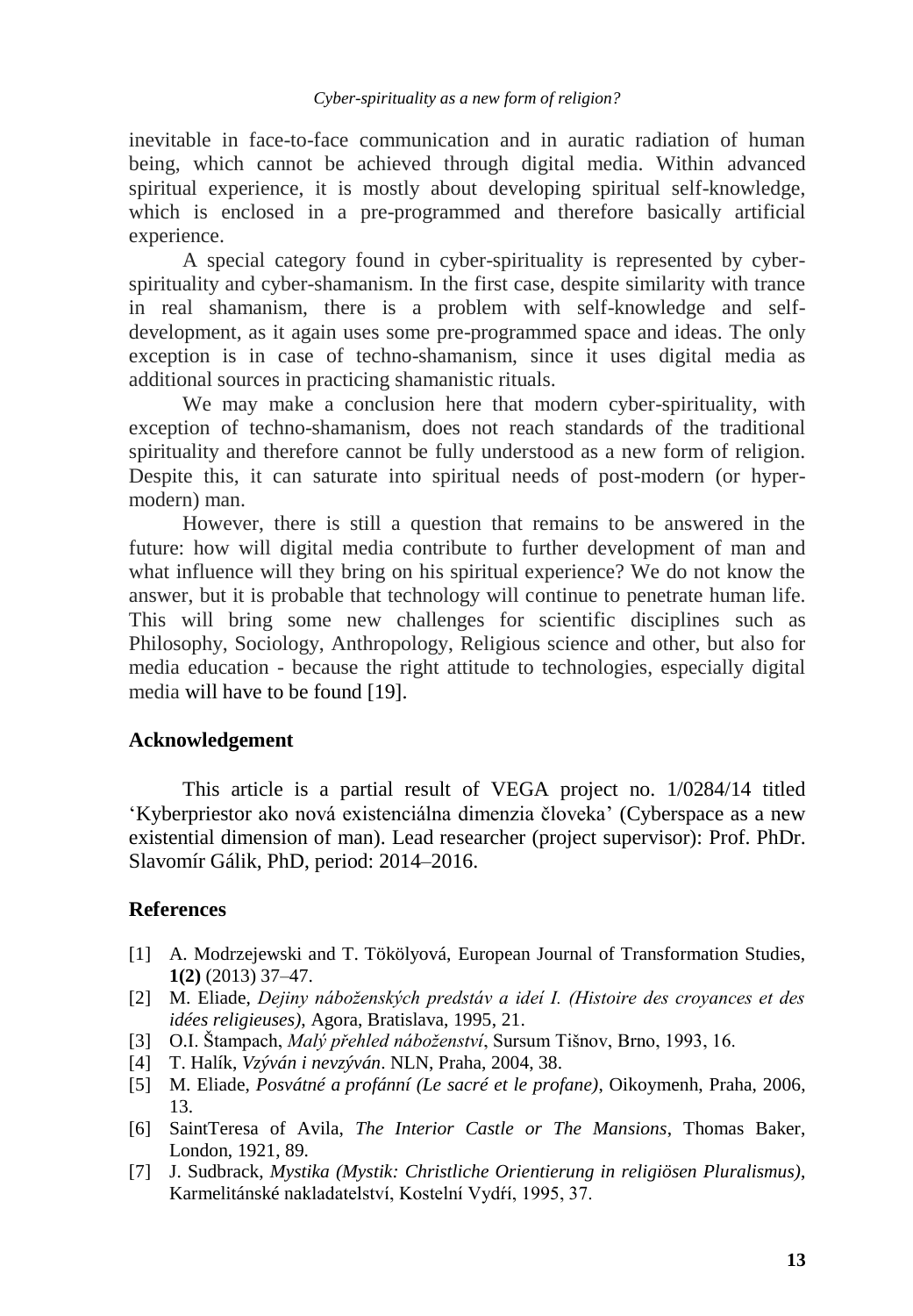inevitable in face-to-face communication and in auratic radiation of human being, which cannot be achieved through digital media. Within advanced spiritual experience, it is mostly about developing spiritual self-knowledge, which is enclosed in a pre-programmed and therefore basically artificial experience.

A special category found in cyber-spirituality is represented by cyber-spirituality and cyber-shamanism. In the first case, despite similarity with trance in real shamanism, there is a problem with self-knowledge and self-development, as it again uses some pre-programmed space and ideas. The only exception is in case of techno-shamanism, since it uses digital media as additional sources in practicing shamanistic rituals.

We may make a conclusion here that modern cyber-spirituality, with exception of techno-shamanism, does not reach standards of the traditional spirituality and therefore cannot be fully understood as a new form of religion. Despite this, it can saturate into spiritual needs of post-modern (or hyper-modern) man.

However, there is still a question that remains to be answered in the future: how will digital media contribute to further development of man and what influence will they bring on his spiritual experience? We do not know the answer, but it is probable that technology will continue to penetrate human life. This will bring some new challenges for scientific disciplines such as Philosophy, Sociology, Anthropology, Religious science and other, but also for media education - because the right attitude to technologies, especially digital media will have to be found [19].

## Acknowledgement

This article is a partial result of VEGA project no. 1/0284/14 titled 'Kyberpriestor ako nová existenciálna dimenzia človeka' (Cyberspace as a new existential dimension of man). Lead researcher (project supervisor): Prof. PhDr. Slavomír Gálik, PhD, period: 2014–2016.

## References

[1] A. Modrzejewski and T. Tökölyová, European Journal of Transformation Studies, **1(2)** (2013) 37–47.

[2] M. Eliade, *Dejiny náboženských predstáv a ideí I. (Histoire des croyances et des idées religieuses)*, Agora, Bratislava, 1995, 21.

[3] O.I. Štampach, *Malý přehled náboženství*, Sursum Tišnov, Brno, 1993, 16.

[4] T. Halík, *Vzýván i nevzýván*. NLN, Praha, 2004, 38.

[5] M. Eliade, *Posvátné a profánní (Le sacré et le profane)*, Oikoymenh, Praha, 2006, 13.

[6] SaintTeresa of Avila, *The Interior Castle or The Mansions*, Thomas Baker, London, 1921, 89.

[7] J. Sudbrack, *Mystika (Mystik: Christliche Orientierung in religiösen Pluralismus)*, Karmelitánské nakladatelství, Kostelní Vydří, 1995, 37.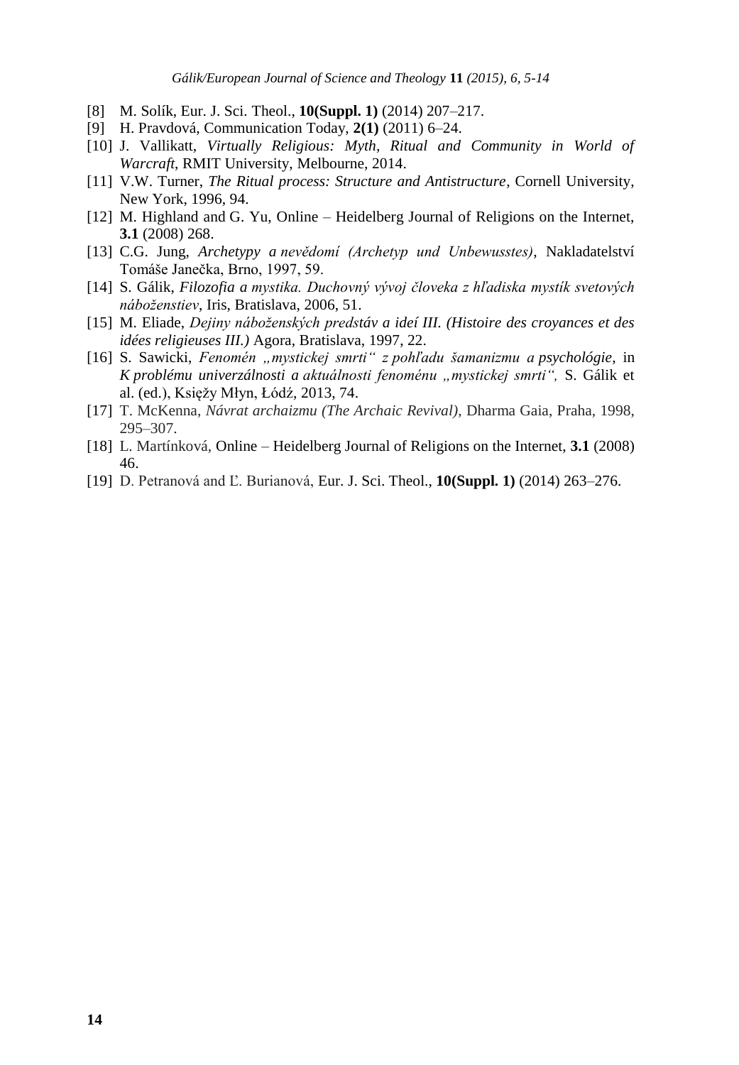[8] M. Solík, Eur. J. Sci. Theol., **10(Suppl. 1)** (2014) 207–217.

[9] H. Pravdová, Communication Today, **2(1)** (2011) 6–24.

[10] J. Vallikatt, *Virtually Religious: Myth, Ritual and Community in World of Warcraft*, RMIT University, Melbourne, 2014.

[11] V.W. Turner, *The Ritual process: Structure and Antistructure*, Cornell University, New York, 1996, 94.

[12] M. Highland and G. Yu, Online – Heidelberg Journal of Religions on the Internet, **3.1** (2008) 268.

[13] C.G. Jung, *Archetypy a nevědomí (Archetyp und Unbewusstes)*, Nakladatelství Tomáše Janečka, Brno, 1997, 59.

[14] S. Gálik, *Filozofia a mystika. Duchovný vývoj človeka z hľadiska mystík svetových náboženstiev*, Iris, Bratislava, 2006, 51.

[15] M. Eliade, *Dejiny náboženských predstáv a ideí III. (Histoire des croyances et des idées religieuses III.)* Agora, Bratislava, 1997, 22.

[16] S. Sawicki, *Fenomén „mystickej smrti" z pohľadu šamanizmu a psychológie*, in *K problému univerzálnosti a aktuálnosti fenoménu „mystickej smrti",* S. Gálik et al. (ed.), Księży Młyn, Łódź, 2013, 74.

[17] T. McKenna, *Návrat archaizmu (The Archaic Revival)*, Dharma Gaia, Praha, 1998, 295–307.

[18] L. Martínková, Online – Heidelberg Journal of Religions on the Internet, **3.1** (2008) 46.

[19] D. Petranová and Ľ. Burianová, Eur. J. Sci. Theol., **10(Suppl. 1)** (2014) 263–276.